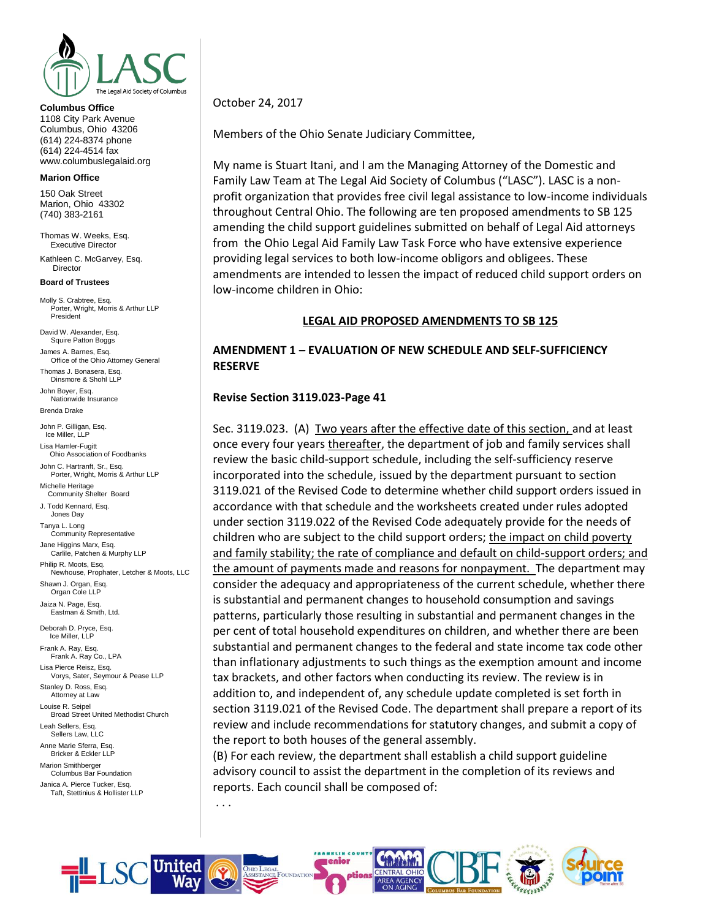**Columns Office**

Wait

**Columbus Office**
1108 City Park Avenue
Columbus, Ohio 43206
(614) 224-8374 phone
(614) 224-4514 fax
www.columbuslegalaid.org

**Marion Office**
150 Oak Street
Marion, Ohio 43302
(740) 383-2161

Thomas W. Weeks, Esq.
Executive Director

Kathleen C. McGarvey, Esq.
Director

**Board of Trustees**

Molly S. Crabtree, Esq.
Porter, Wright, Morris & Arthur LLP
President

David W. Alexander, Esq.
Squire Patton Boggs

James A. Barnes, Esq.
Office of the Ohio Attorney General

Thomas J. Bonasera, Esq.
Dinsmore & Shohl LLP

John Boyer, Esq.
Nationwide Insurance

Brenda Drake

John P. Gilligan, Esq.
Ice Miller, LLP

Lisa Hamler-Fugitt
Ohio Association of Foodbanks

John C. Hartranft, Sr., Esq.
Porter, Wright, Morris & Arthur LLP

Michelle Heritage
Community Shelter Board

J. Todd Kennard, Esq.
Jones Day

Tanya L. Long
Community Representative

Jane Higgins Marx, Esq.
Carlile, Patchen & Murphy LLP

Philip R. Moots, Esq.
Newhouse, Prophater, Letcher & Moots, LLC

Shawn J. Organ, Esq.
Organ Cole LLP

Jaiza N. Page, Esq.
Eastman & Smith, Ltd.

Deborah D. Pryce, Esq.
Ice Miller, LLP

Frank A. Ray, Esq.
Frank A. Ray Co., LPA

Lisa Pierce Reisz, Esq.
Vorys, Sater, Seymour & Pease LLP

Stanley D. Ross, Esq.
Attorney at Law

Louise R. Seipel
Broad Street United Methodist Church

Leah Sellers, Esq.
Sellers Law, LLC

Anne Marie Sferra, Esq.
Bricker & Eckler LLP

Marion Smithberger
Columbus Bar Foundation

Janica A. Pierce Tucker, Esq.
Taft, Stettinius & Hollister LLP

October 24, 2017

Members of the Ohio Senate Judiciary Committee,

My name is Stuart Itani, and I am the Managing Attorney of the Domestic and Family Law Team at The Legal Aid Society of Columbus ("LASC"). LASC is a non-profit organization that provides free civil legal assistance to low-income individuals throughout Central Ohio. The following are ten proposed amendments to SB 125 amending the child support guidelines submitted on behalf of Legal Aid attorneys from the Ohio Legal Aid Family Law Task Force who have extensive experience providing legal services to both low-income obligors and obligees. These amendments are intended to lessen the impact of reduced child support orders on low-income children in Ohio:

**LEGAL AID PROPOSED AMENDMENTS TO SB 125**

**AMENDMENT 1 – EVALUATION OF NEW SCHEDULE AND SELF-SUFFICIENCY RESERVE**

**Revise Section 3119.023-Page 41**

Sec. 3119.023. (A) <u>Two years after the effective date of this section,</u> and at least once every four years <u>thereafter</u>, the department of job and family services shall review the basic child-support schedule, including the self-sufficiency reserve incorporated into the schedule, issued by the department pursuant to section 3119.021 of the Revised Code to determine whether child support orders issued in accordance with that schedule and the worksheets created under rules adopted under section 3119.022 of the Revised Code adequately provide for the needs of children who are subject to the child support orders; <u>the impact on child poverty and family stability; the rate of compliance and default on child-support orders; and the amount of payments made and reasons for nonpayment.</u> The department may consider the adequacy and appropriateness of the current schedule, whether there is substantial and permanent changes to household consumption and savings patterns, particularly those resulting in substantial and permanent changes in the per cent of total household expenditures on children, and whether there are been substantial and permanent changes to the federal and state income tax code other than inflationary adjustments to such things as the exemption amount and income tax brackets, and other factors when conducting its review. The review is in addition to, and independent of, any schedule update completed is set forth in section 3119.021 of the Revised Code. The department shall prepare a report of its review and include recommendations for statutory changes, and submit a copy of the report to both houses of the general assembly.

(B) For each review, the department shall establish a child support guideline advisory council to assist the department in the completion of its reviews and reports. Each council shall be composed of:

. . .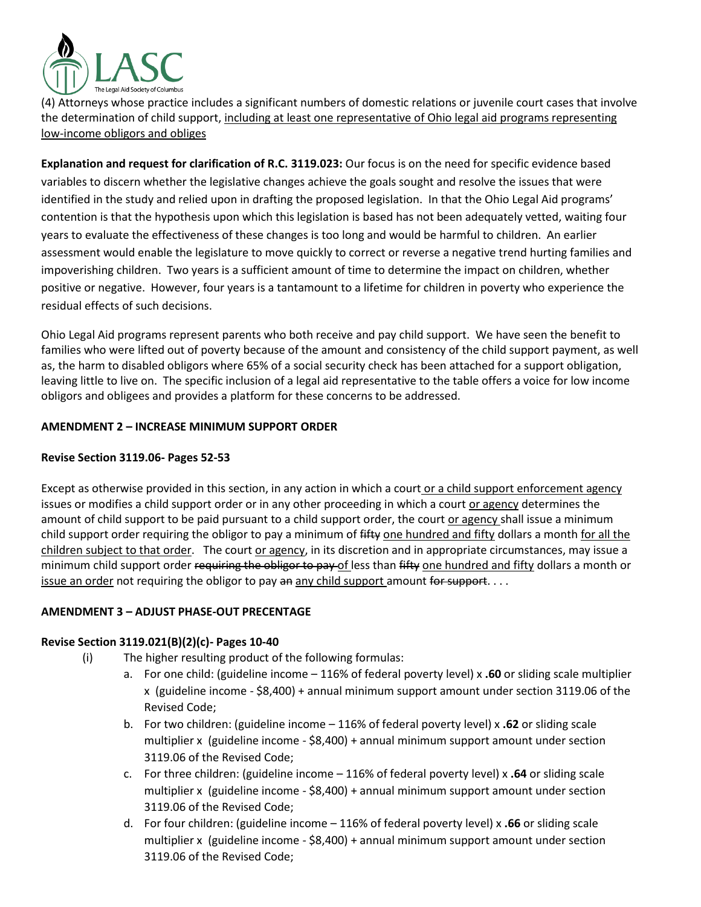(4) Attorneys whose practice includes a significant numbers of domestic relations or juvenile court cases that involve the determination of child support, <u>including at least one representative of Ohio legal aid programs representing low-income obligors and obliges</u>

**Explanation and request for clarification of R.C. 3119.023:** Our focus is on the need for specific evidence based variables to discern whether the legislative changes achieve the goals sought and resolve the issues that were identified in the study and relied upon in drafting the proposed legislation. In that the Ohio Legal Aid programs' contention is that the hypothesis upon which this legislation is based has not been adequately vetted, waiting four years to evaluate the effectiveness of these changes is too long and would be harmful to children. An earlier assessment would enable the legislature to move quickly to correct or reverse a negative trend hurting families and impoverishing children. Two years is a sufficient amount of time to determine the impact on children, whether positive or negative. However, four years is a tantamount to a lifetime for children in poverty who experience the residual effects of such decisions.

Ohio Legal Aid programs represent parents who both receive and pay child support. We have seen the benefit to families who were lifted out of poverty because of the amount and consistency of the child support payment, as well as, the harm to disabled obligors where 65% of a social security check has been attached for a support obligation, leaving little to live on. The specific inclusion of a legal aid representative to the table offers a voice for low income obligors and obligees and provides a platform for these concerns to be addressed.

**AMENDMENT 2 – INCREASE MINIMUM SUPPORT ORDER**

**Revise Section 3119.06- Pages 52-53**

Except as otherwise provided in this section, in any action in which a court <u>or a child support enforcement agency</u> issues or modifies a child support order or in any other proceeding in which a court <u>or agency</u> determines the amount of child support to be paid pursuant to a child support order, the court <u>or agency</u> shall issue a minimum child support order requiring the obligor to pay a minimum of ~~fifty~~ <u>one hundred and fifty</u> dollars a month <u>for all the children subject to that order</u>. The court <u>or agency</u>, in its discretion and in appropriate circumstances, may issue a minimum child support order ~~requiring the obligor to pay~~ <u>of</u> less than ~~fifty~~ <u>one hundred and fifty</u> dollars a month or <u>issue an order</u> not requiring the obligor to pay ~~an~~ <u>any child support</u> amount ~~for support~~. . . .

**AMENDMENT 3 – ADJUST PHASE-OUT PRECENTAGE**

**Revise Section 3119.021(B)(2)(c)- Pages 10-40**

(i) The higher resulting product of the following formulas:

   a. For one child: (guideline income – 116% of federal poverty level) x **.60** or sliding scale multiplier x (guideline income - $8,400) + annual minimum support amount under section 3119.06 of the Revised Code;
   b. For two children: (guideline income – 116% of federal poverty level) x **.62** or sliding scale multiplier x (guideline income - $8,400) + annual minimum support amount under section 3119.06 of the Revised Code;
   c. For three children: (guideline income – 116% of federal poverty level) x **.64** or sliding scale multiplier x (guideline income - $8,400) + annual minimum support amount under section 3119.06 of the Revised Code;
   d. For four children: (guideline income – 116% of federal poverty level) x **.66** or sliding scale multiplier x (guideline income - $8,400) + annual minimum support amount under section 3119.06 of the Revised Code;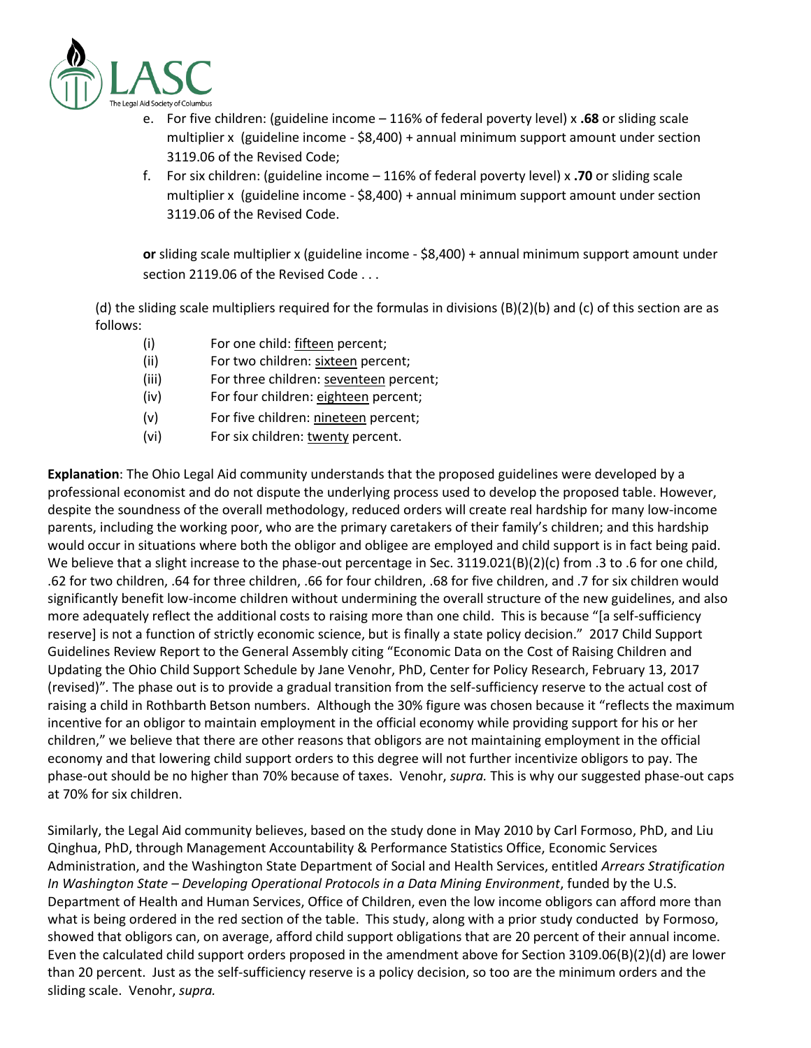e. For five children: (guideline income – 116% of federal poverty level) x **.68** or sliding scale multiplier x (guideline income - $8,400) + annual minimum support amount under section 3119.06 of the Revised Code;

f. For six children: (guideline income – 116% of federal poverty level) x **.70** or sliding scale multiplier x (guideline income - $8,400) + annual minimum support amount under section 3119.06 of the Revised Code.

**or** sliding scale multiplier x (guideline income - $8,400) + annual minimum support amount under section 2119.06 of the Revised Code . . .

(d) the sliding scale multipliers required for the formulas in divisions (B)(2)(b) and (c) of this section are as follows:

- (i) For one child: <u>fifteen</u> percent;
- (ii) For two children: <u>sixteen</u> percent;
- (iii) For three children: <u>seventeen</u> percent;
- (iv) For four children: <u>eighteen</u> percent;
- (v) For five children: <u>nineteen</u> percent;
- (vi) For six children: <u>twenty</u> percent.

**Explanation**: The Ohio Legal Aid community understands that the proposed guidelines were developed by a professional economist and do not dispute the underlying process used to develop the proposed table. However, despite the soundness of the overall methodology, reduced orders will create real hardship for many low-income parents, including the working poor, who are the primary caretakers of their family's children; and this hardship would occur in situations where both the obligor and obligee are employed and child support is in fact being paid. We believe that a slight increase to the phase-out percentage in Sec. 3119.021(B)(2)(c) from .3 to .6 for one child, .62 for two children, .64 for three children, .66 for four children, .68 for five children, and .7 for six children would significantly benefit low-income children without undermining the overall structure of the new guidelines, and also more adequately reflect the additional costs to raising more than one child. This is because "[a self-sufficiency reserve] is not a function of strictly economic science, but is finally a state policy decision." 2017 Child Support Guidelines Review Report to the General Assembly citing "Economic Data on the Cost of Raising Children and Updating the Ohio Child Support Schedule by Jane Venohr, PhD, Center for Policy Research, February 13, 2017 (revised)". The phase out is to provide a gradual transition from the self-sufficiency reserve to the actual cost of raising a child in Rothbarth Betson numbers. Although the 30% figure was chosen because it "reflects the maximum incentive for an obligor to maintain employment in the official economy while providing support for his or her children," we believe that there are other reasons that obligors are not maintaining employment in the official economy and that lowering child support orders to this degree will not further incentivize obligors to pay. The phase-out should be no higher than 70% because of taxes. Venohr, *supra.* This is why our suggested phase-out caps at 70% for six children.

Similarly, the Legal Aid community believes, based on the study done in May 2010 by Carl Formoso, PhD, and Liu Qinghua, PhD, through Management Accountability & Performance Statistics Office, Economic Services Administration, and the Washington State Department of Social and Health Services, entitled *Arrears Stratification In Washington State – Developing Operational Protocols in a Data Mining Environment*, funded by the U.S. Department of Health and Human Services, Office of Children, even the low income obligors can afford more than what is being ordered in the red section of the table. This study, along with a prior study conducted by Formoso, showed that obligors can, on average, afford child support obligations that are 20 percent of their annual income. Even the calculated child support orders proposed in the amendment above for Section 3109.06(B)(2)(d) are lower than 20 percent. Just as the self-sufficiency reserve is a policy decision, so too are the minimum orders and the sliding scale. Venohr, *supra.*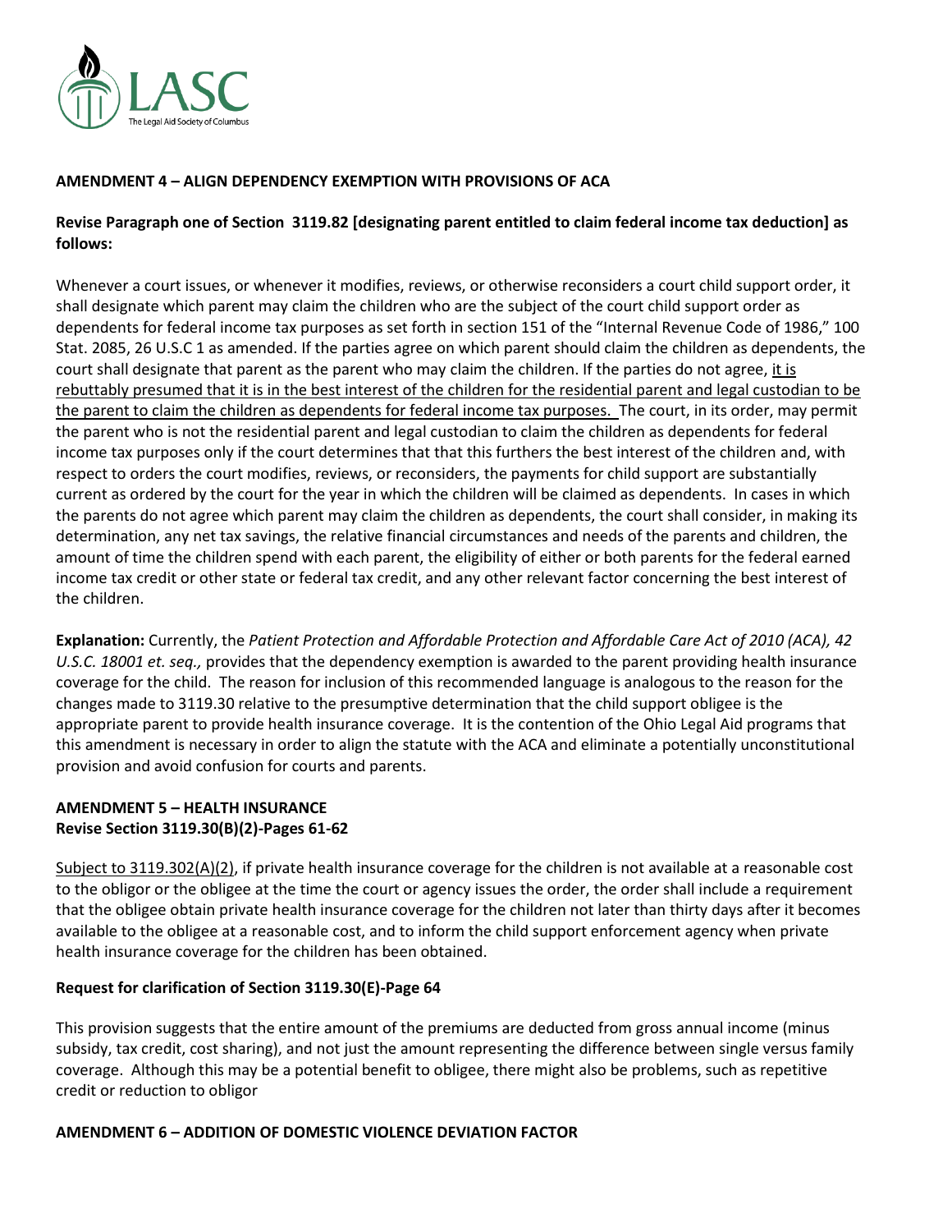**AMENDMENT 4 – ALIGN DEPENDENCY EXEMPTION WITH PROVISIONS OF ACA**

**Revise Paragraph one of Section 3119.82 [designating parent entitled to claim federal income tax deduction] as follows:**

Whenever a court issues, or whenever it modifies, reviews, or otherwise reconsiders a court child support order, it shall designate which parent may claim the children who are the subject of the court child support order as dependents for federal income tax purposes as set forth in section 151 of the "Internal Revenue Code of 1986," 100 Stat. 2085, 26 U.S.C 1 as amended. If the parties agree on which parent should claim the children as dependents, the court shall designate that parent as the parent who may claim the children. If the parties do not agree, <u>it is rebuttably presumed that it is in the best interest of the children for the residential parent and legal custodian to be the parent to claim the children as dependents for federal income tax purposes.</u> The court, in its order, may permit the parent who is not the residential parent and legal custodian to claim the children as dependents for federal income tax purposes only if the court determines that that this furthers the best interest of the children and, with respect to orders the court modifies, reviews, or reconsiders, the payments for child support are substantially current as ordered by the court for the year in which the children will be claimed as dependents. In cases in which the parents do not agree which parent may claim the children as dependents, the court shall consider, in making its determination, any net tax savings, the relative financial circumstances and needs of the parents and children, the amount of time the children spend with each parent, the eligibility of either or both parents for the federal earned income tax credit or other state or federal tax credit, and any other relevant factor concerning the best interest of the children.

**Explanation:** Currently, the *Patient Protection and Affordable Protection and Affordable Care Act of 2010 (ACA), 42 U.S.C. 18001 et. seq.,* provides that the dependency exemption is awarded to the parent providing health insurance coverage for the child. The reason for inclusion of this recommended language is analogous to the reason for the changes made to 3119.30 relative to the presumptive determination that the child support obligee is the appropriate parent to provide health insurance coverage. It is the contention of the Ohio Legal Aid programs that this amendment is necessary in order to align the statute with the ACA and eliminate a potentially unconstitutional provision and avoid confusion for courts and parents.

**AMENDMENT 5 – HEALTH INSURANCE**
**Revise Section 3119.30(B)(2)-Pages 61-62**

<u>Subject to 3119.302(A)(2)</u>, if private health insurance coverage for the children is not available at a reasonable cost to the obligor or the obligee at the time the court or agency issues the order, the order shall include a requirement that the obligee obtain private health insurance coverage for the children not later than thirty days after it becomes available to the obligee at a reasonable cost, and to inform the child support enforcement agency when private health insurance coverage for the children has been obtained.

**Request for clarification of Section 3119.30(E)-Page 64**

This provision suggests that the entire amount of the premiums are deducted from gross annual income (minus subsidy, tax credit, cost sharing), and not just the amount representing the difference between single versus family coverage. Although this may be a potential benefit to obligee, there might also be problems, such as repetitive credit or reduction to obligor

**AMENDMENT 6 – ADDITION OF DOMESTIC VIOLENCE DEVIATION FACTOR**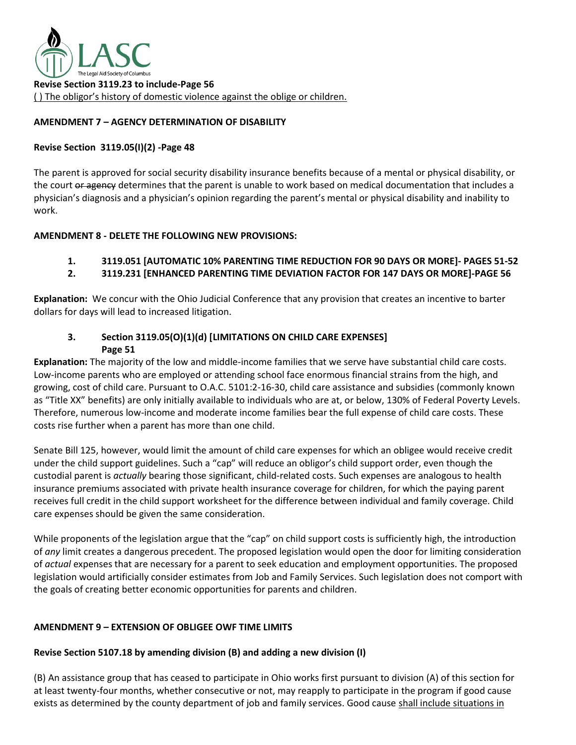**Revise Section 3119.23 to include-Page 56**

<u>( ) The obligor's history of domestic violence against the oblige or children.</u>

**AMENDMENT 7 – AGENCY DETERMINATION OF DISABILITY**

**Revise Section 3119.05(I)(2) -Page 48**

The parent is approved for social security disability insurance benefits because of a mental or physical disability, or the court ~~or agency~~ determines that the parent is unable to work based on medical documentation that includes a physician's diagnosis and a physician's opinion regarding the parent's mental or physical disability and inability to work.

**AMENDMENT 8 - DELETE THE FOLLOWING NEW PROVISIONS:**

1. **3119.051 [AUTOMATIC 10% PARENTING TIME REDUCTION FOR 90 DAYS OR MORE]- PAGES 51-52**
2. **3119.231 [ENHANCED PARENTING TIME DEVIATION FACTOR FOR 147 DAYS OR MORE]-PAGE 56**

**Explanation:** We concur with the Ohio Judicial Conference that any provision that creates an incentive to barter dollars for days will lead to increased litigation.

3. **Section 3119.05(O)(1)(d) [LIMITATIONS ON CHILD CARE EXPENSES] Page 51**

**Explanation:** The majority of the low and middle-income families that we serve have substantial child care costs. Low-income parents who are employed or attending school face enormous financial strains from the high, and growing, cost of child care. Pursuant to O.A.C. 5101:2-16-30, child care assistance and subsidies (commonly known as "Title XX" benefits) are only initially available to individuals who are at, or below, 130% of Federal Poverty Levels. Therefore, numerous low-income and moderate income families bear the full expense of child care costs. These costs rise further when a parent has more than one child.

Senate Bill 125, however, would limit the amount of child care expenses for which an obligee would receive credit under the child support guidelines. Such a "cap" will reduce an obligor's child support order, even though the custodial parent is *actually* bearing those significant, child-related costs. Such expenses are analogous to health insurance premiums associated with private health insurance coverage for children, for which the paying parent receives full credit in the child support worksheet for the difference between individual and family coverage. Child care expenses should be given the same consideration.

While proponents of the legislation argue that the "cap" on child support costs is sufficiently high, the introduction of *any* limit creates a dangerous precedent. The proposed legislation would open the door for limiting consideration of *actual* expenses that are necessary for a parent to seek education and employment opportunities. The proposed legislation would artificially consider estimates from Job and Family Services. Such legislation does not comport with the goals of creating better economic opportunities for parents and children.

**AMENDMENT 9 – EXTENSION OF OBLIGEE OWF TIME LIMITS**

**Revise Section 5107.18 by amending division (B) and adding a new division (I)**

(B) An assistance group that has ceased to participate in Ohio works first pursuant to division (A) of this section for at least twenty-four months, whether consecutive or not, may reapply to participate in the program if good cause exists as determined by the county department of job and family services. Good cause <u>shall include situations in</u>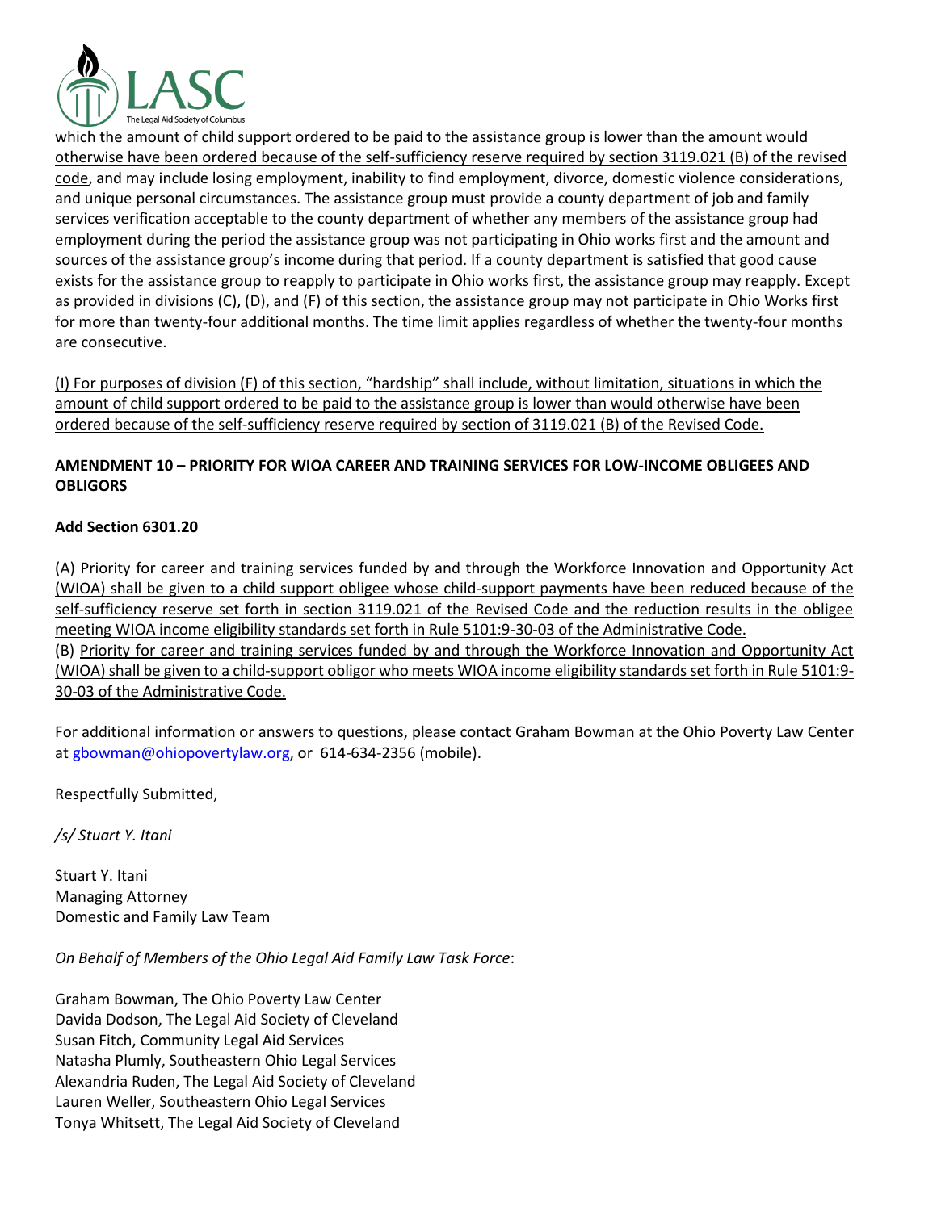which the amount of child support ordered to be paid to the assistance group is lower than the amount would otherwise have been ordered because of the self-sufficiency reserve required by section 3119.021 (B) of the revised code, and may include losing employment, inability to find employment, divorce, domestic violence considerations, and unique personal circumstances. The assistance group must provide a county department of job and family services verification acceptable to the county department of whether any members of the assistance group had employment during the period the assistance group was not participating in Ohio works first and the amount and sources of the assistance group's income during that period. If a county department is satisfied that good cause exists for the assistance group to reapply to participate in Ohio works first, the assistance group may reapply. Except as provided in divisions (C), (D), and (F) of this section, the assistance group may not participate in Ohio Works first for more than twenty-four additional months. The time limit applies regardless of whether the twenty-four months are consecutive.

(I) For purposes of division (F) of this section, "hardship" shall include, without limitation, situations in which the amount of child support ordered to be paid to the assistance group is lower than would otherwise have been ordered because of the self-sufficiency reserve required by section of 3119.021 (B) of the Revised Code.

**AMENDMENT 10 – PRIORITY FOR WIOA CAREER AND TRAINING SERVICES FOR LOW-INCOME OBLIGEES AND OBLIGORS**

**Add Section 6301.20**

(A) Priority for career and training services funded by and through the Workforce Innovation and Opportunity Act (WIOA) shall be given to a child support obligee whose child-support payments have been reduced because of the self-sufficiency reserve set forth in section 3119.021 of the Revised Code and the reduction results in the obligee meeting WIOA income eligibility standards set forth in Rule 5101:9-30-03 of the Administrative Code.
(B) Priority for career and training services funded by and through the Workforce Innovation and Opportunity Act (WIOA) shall be given to a child-support obligor who meets WIOA income eligibility standards set forth in Rule 5101:9-30-03 of the Administrative Code.

For additional information or answers to questions, please contact Graham Bowman at the Ohio Poverty Law Center at gbowman@ohiopovertylaw.org, or 614-634-2356 (mobile).

Respectfully Submitted,

*/s/ Stuart Y. Itani*

Stuart Y. Itani
Managing Attorney
Domestic and Family Law Team

*On Behalf of Members of the Ohio Legal Aid Family Law Task Force*:

Graham Bowman, The Ohio Poverty Law Center
Davida Dodson, The Legal Aid Society of Cleveland
Susan Fitch, Community Legal Aid Services
Natasha Plumly, Southeastern Ohio Legal Services
Alexandria Ruden, The Legal Aid Society of Cleveland
Lauren Weller, Southeastern Ohio Legal Services
Tonya Whitsett, The Legal Aid Society of Cleveland